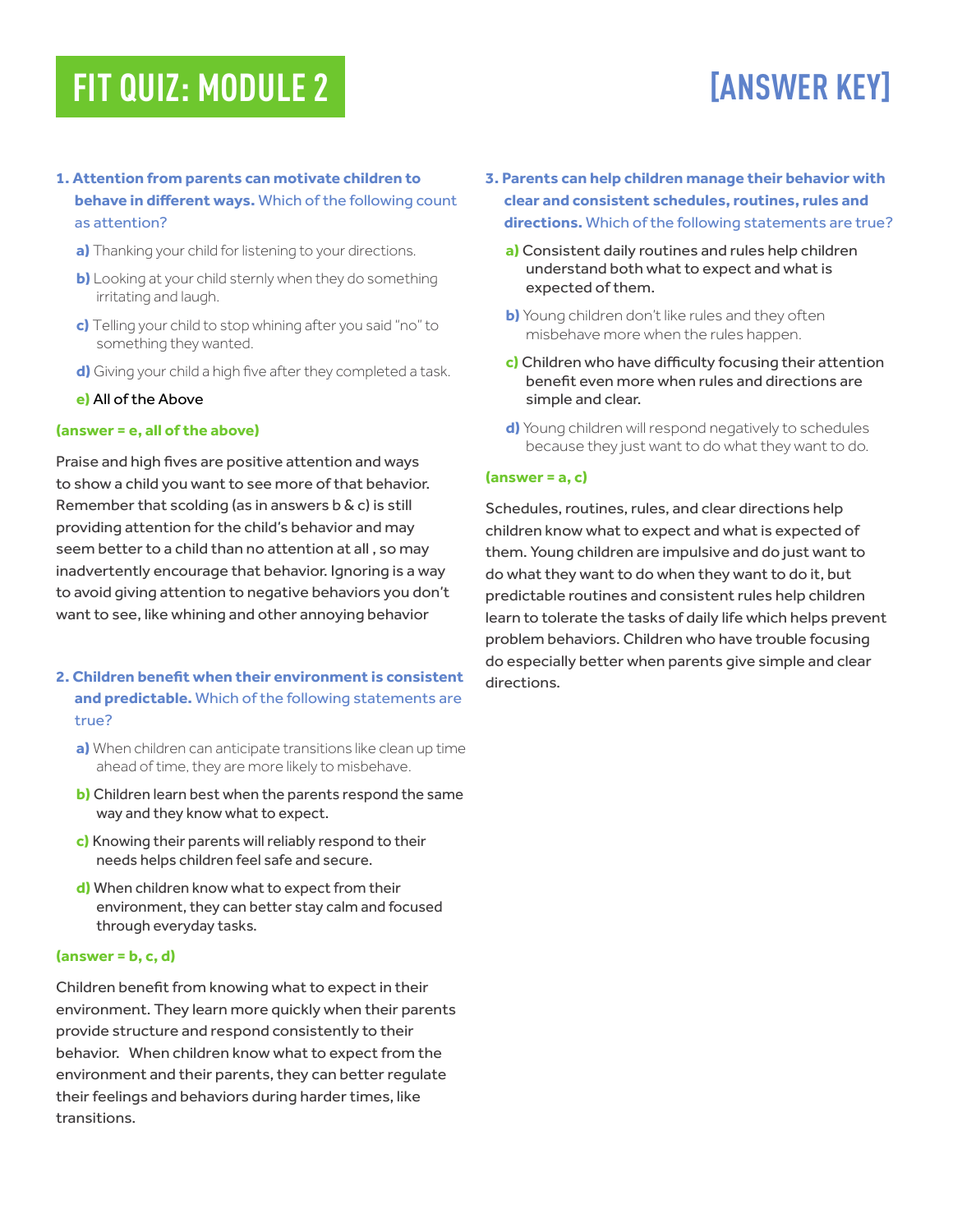# FIT QUIZ: MODULE 2

# [ANSWER KEY]

**1. Attention from parents can motivate children to behave in different ways.** Which of the following count as attention?

**a)** Thanking your child for listening to your directions.

**b)** Looking at your child sternly when they do something irritating and laugh.

**c)** Telling your child to stop whining after you said "no" to something they wanted.

**d)** Giving your child a high five after they completed a task.

**e)** All of the Above

**(answer = e, all of the above)**

Praise and high fives are positive attention and ways to show a child you want to see more of that behavior. Remember that scolding (as in answers b & c) is still providing attention for the child's behavior and may seem better to a child than no attention at all , so may inadvertently encourage that behavior. Ignoring is a way to avoid giving attention to negative behaviors you don't want to see, like whining and other annoying behavior

**2. Children benefit when their environment is consistent and predictable.** Which of the following statements are true?

**a)** When children can anticipate transitions like clean up time ahead of time, they are more likely to misbehave.

**b)** Children learn best when the parents respond the same way and they know what to expect.

**c)** Knowing their parents will reliably respond to their needs helps children feel safe and secure.

**d)** When children know what to expect from their environment, they can better stay calm and focused through everyday tasks.

**(answer = b, c, d)**

Children benefit from knowing what to expect in their environment. They learn more quickly when their parents provide structure and respond consistently to their behavior. When children know what to expect from the environment and their parents, they can better regulate their feelings and behaviors during harder times, like transitions.

**3. Parents can help children manage their behavior with clear and consistent schedules, routines, rules and directions.** Which of the following statements are true?

**a)** Consistent daily routines and rules help children understand both what to expect and what is expected of them.

**b)** Young children don't like rules and they often misbehave more when the rules happen.

**c)** Children who have difficulty focusing their attention benefit even more when rules and directions are simple and clear.

**d)** Young children will respond negatively to schedules because they just want to do what they want to do.

**(answer = a, c)**

Schedules, routines, rules, and clear directions help children know what to expect and what is expected of them. Young children are impulsive and do just want to do what they want to do when they want to do it, but predictable routines and consistent rules help children learn to tolerate the tasks of daily life which helps prevent problem behaviors. Children who have trouble focusing do especially better when parents give simple and clear directions.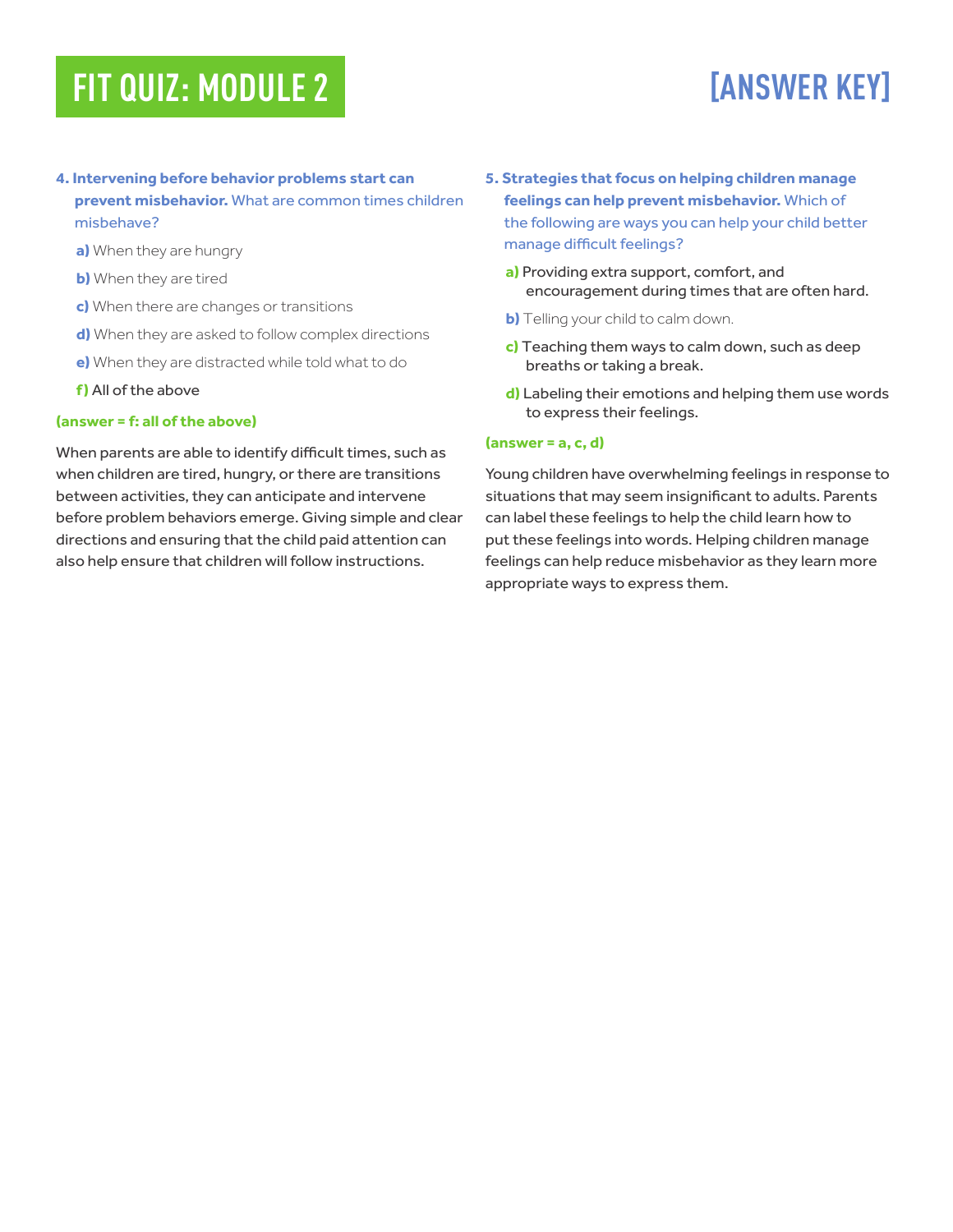# FIT QUIZ: MODULE 2

## [ANSWER KEY]

**4. Intervening before behavior problems start can prevent misbehavior.** What are common times children misbehave?

**a)** When they are hungry

**b)** When they are tired

**c)** When there are changes or transitions

**d)** When they are asked to follow complex directions

**e)** When they are distracted while told what to do

**f)** All of the above

**(answer = f: all of the above)**

When parents are able to identify difficult times, such as when children are tired, hungry, or there are transitions between activities, they can anticipate and intervene before problem behaviors emerge. Giving simple and clear directions and ensuring that the child paid attention can also help ensure that children will follow instructions.

**5. Strategies that focus on helping children manage feelings can help prevent misbehavior.** Which of the following are ways you can help your child better manage difficult feelings?

**a)** Providing extra support, comfort, and encouragement during times that are often hard.

**b)** Telling your child to calm down.

**c)** Teaching them ways to calm down, such as deep breaths or taking a break.

**d)** Labeling their emotions and helping them use words to express their feelings.

**(answer = a, c, d)**

Young children have overwhelming feelings in response to situations that may seem insignificant to adults. Parents can label these feelings to help the child learn how to put these feelings into words. Helping children manage feelings can help reduce misbehavior as they learn more appropriate ways to express them.